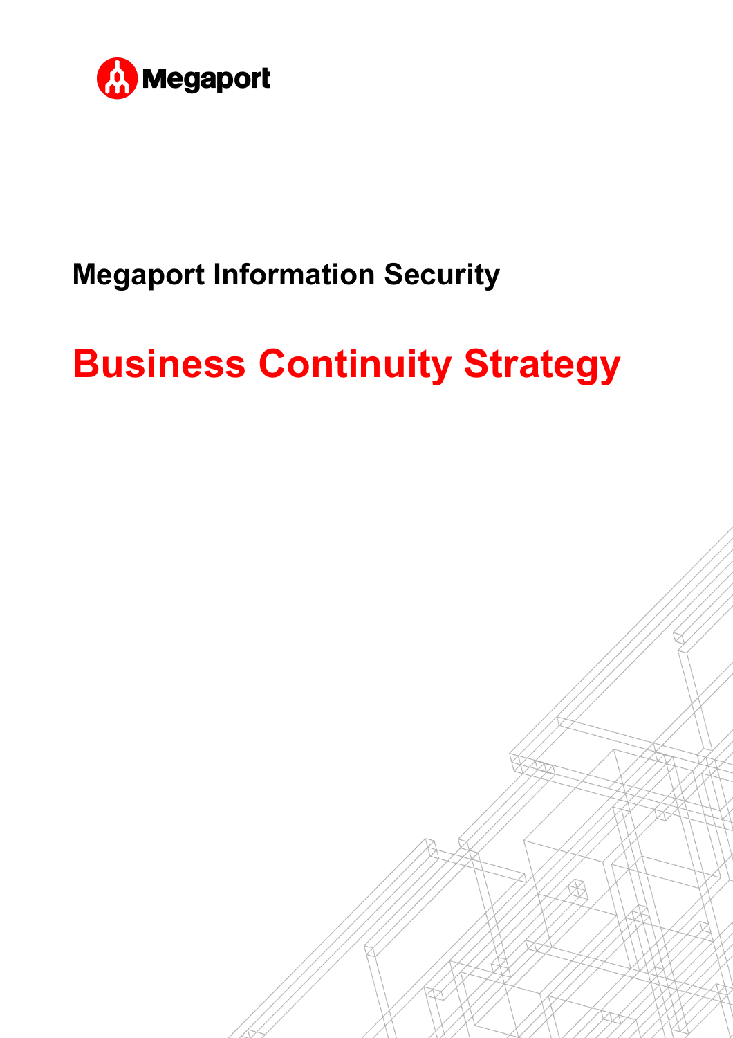Megaport

## Megaport Information Security

# Business Continuity Strategy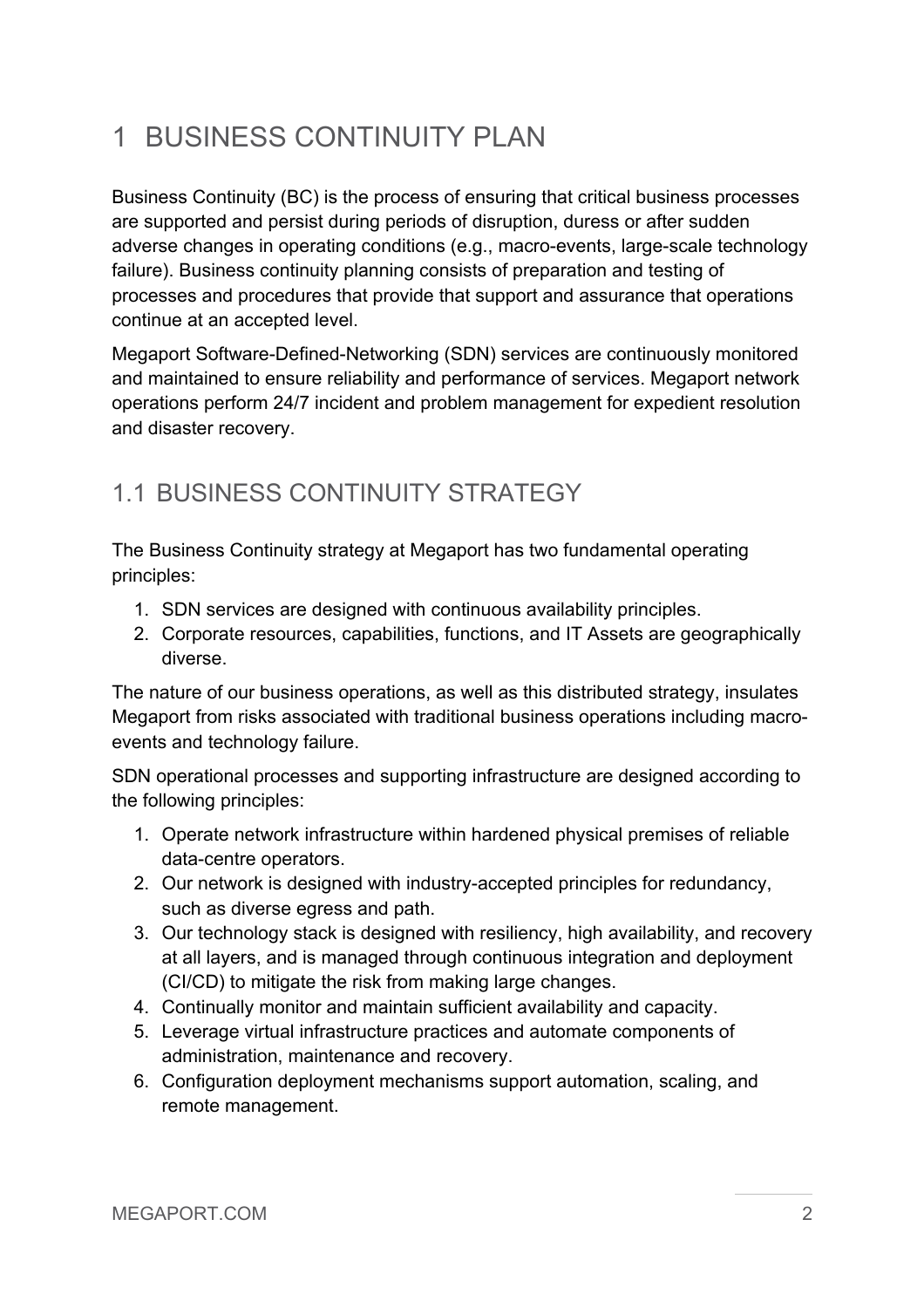# 1 BUSINESS CONTINUITY PLAN

Business Continuity (BC) is the process of ensuring that critical business processes are supported and persist during periods of disruption, duress or after sudden adverse changes in operating conditions (e.g., macro-events, large-scale technology failure). Business continuity planning consists of preparation and testing of processes and procedures that provide that support and assurance that operations continue at an accepted level.

Megaport Software-Defined-Networking (SDN) services are continuously monitored and maintained to ensure reliability and performance of services. Megaport network operations perform 24/7 incident and problem management for expedient resolution and disaster recovery.

## 1.1 BUSINESS CONTINUITY STRATEGY

The Business Continuity strategy at Megaport has two fundamental operating principles:

1. SDN services are designed with continuous availability principles.
2. Corporate resources, capabilities, functions, and IT Assets are geographically diverse.

The nature of our business operations, as well as this distributed strategy, insulates Megaport from risks associated with traditional business operations including macro-events and technology failure.

SDN operational processes and supporting infrastructure are designed according to the following principles:

1. Operate network infrastructure within hardened physical premises of reliable data-centre operators.
2. Our network is designed with industry-accepted principles for redundancy, such as diverse egress and path.
3. Our technology stack is designed with resiliency, high availability, and recovery at all layers, and is managed through continuous integration and deployment (CI/CD) to mitigate the risk from making large changes.
4. Continually monitor and maintain sufficient availability and capacity.
5. Leverage virtual infrastructure practices and automate components of administration, maintenance and recovery.
6. Configuration deployment mechanisms support automation, scaling, and remote management.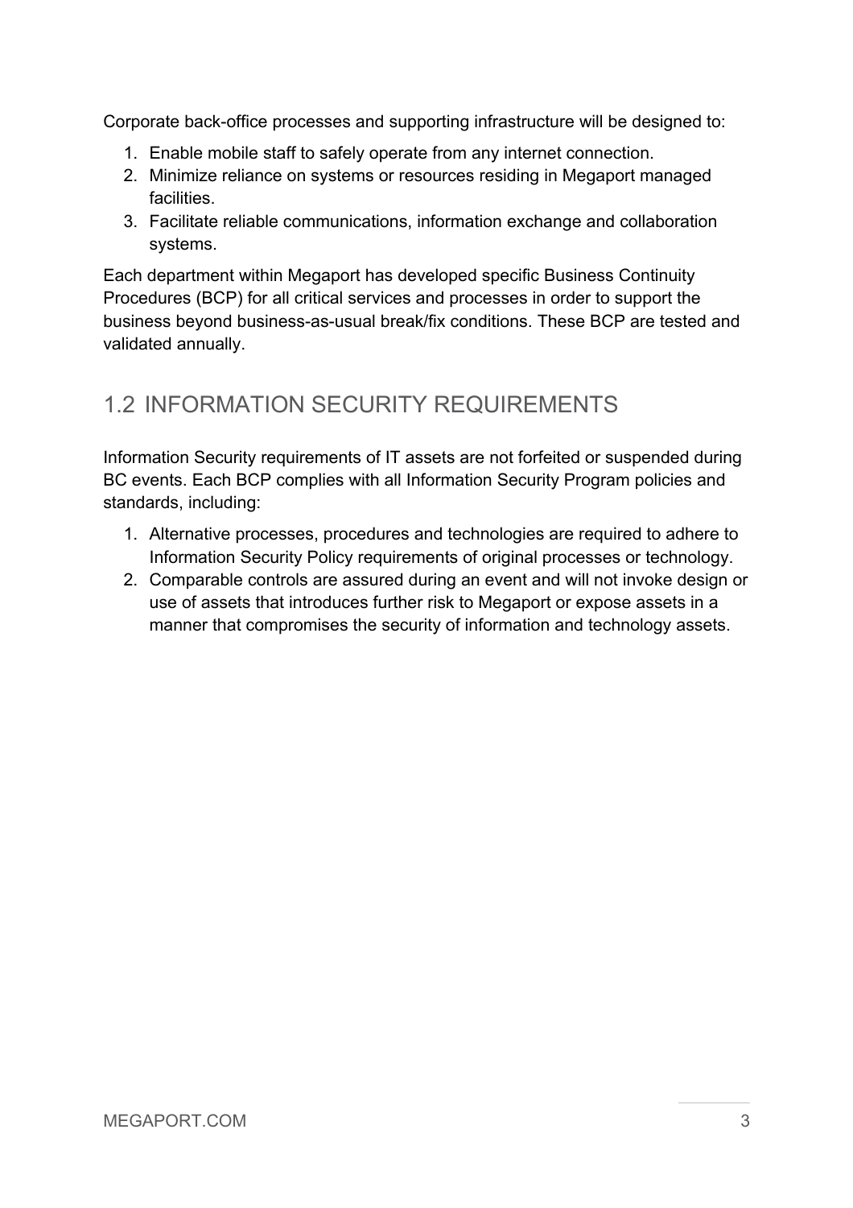Corporate back-office processes and supporting infrastructure will be designed to:

1. Enable mobile staff to safely operate from any internet connection.
2. Minimize reliance on systems or resources residing in Megaport managed facilities.
3. Facilitate reliable communications, information exchange and collaboration systems.

Each department within Megaport has developed specific Business Continuity Procedures (BCP) for all critical services and processes in order to support the business beyond business-as-usual break/fix conditions. These BCP are tested and validated annually.

## 1.2 INFORMATION SECURITY REQUIREMENTS

Information Security requirements of IT assets are not forfeited or suspended during BC events. Each BCP complies with all Information Security Program policies and standards, including:

1. Alternative processes, procedures and technologies are required to adhere to Information Security Policy requirements of original processes or technology.
2. Comparable controls are assured during an event and will not invoke design or use of assets that introduces further risk to Megaport or expose assets in a manner that compromises the security of information and technology assets.